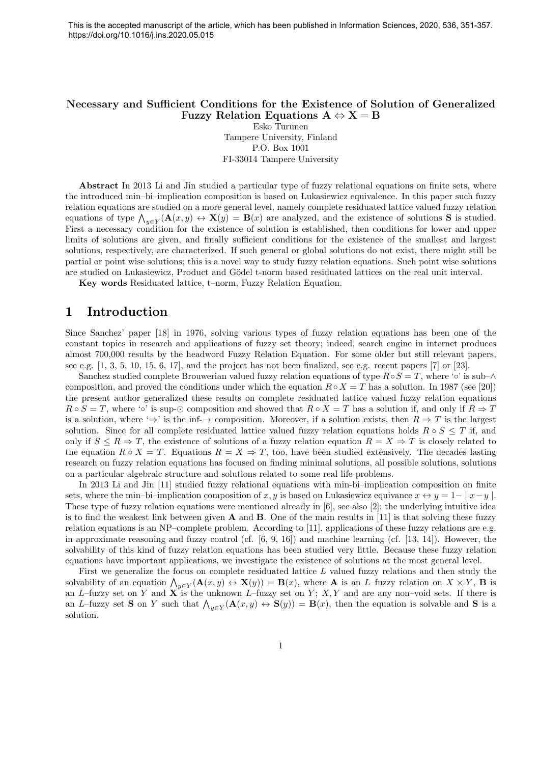This is the accepted manuscript of the article, which has been published in Information Sciences, 2020, 536, 351-357. https://doi.org/10.1016/j.ins.2020.05.015

# Necessary and Sufficient Conditions for the Existence of Solution of Generalized Fuzzy Relation Equations $\mathbf{A} \Leftrightarrow \mathbf{X} = \mathbf{B}$

Esko Turunen
Tampere University, Finland
P.O. Box 1001
FI-33014 Tampere University

**Abstract** In 2013 Li and Jin studied a particular type of fuzzy relational equations on finite sets, where the introduced min–bi–implication composition is based on Łukasiewicz equivalence. In this paper such fuzzy relation equations are studied on a more general level, namely complete residuated lattice valued fuzzy relation equations of type $\bigwedge_{y \in Y}(\mathbf{A}(x,y) \leftrightarrow \mathbf{X}(y)) = \mathbf{B}(x)$ are analyzed, and the existence of solutions $\mathbf{S}$ is studied. First a necessary condition for the existence of solution is established, then conditions for lower and upper limits of solutions are given, and finally sufficient conditions for the existence of the smallest and largest solutions, respectively, are characterized. If such general or global solutions do not exist, there might still be partial or point wise solutions; this is a novel way to study fuzzy relation equations. Such point wise solutions are studied on Łukasiewicz, Product and Gödel t-norm based residuated lattices on the real unit interval.

**Key words** Residuated lattice, t–norm, Fuzzy Relation Equation.

## 1 Introduction

Since Sanchez' paper [18] in 1976, solving various types of fuzzy relation equations has been one of the constant topics in research and applications of fuzzy set theory; indeed, search engine in internet produces almost 700,000 results by the headword Fuzzy Relation Equation. For some older but still relevant papers, see e.g. [1, 3, 5, 10, 15, 6, 17], and the project has not been finalized, see e.g. recent papers [7] or [23].

Sanchez studied complete Brouwerian valued fuzzy relation equations of type $R \circ S = T$, where '$\circ$' is sub–$\wedge$ composition, and proved the conditions under which the equation $R \circ X = T$ has a solution. In 1987 (see [20]) the present author generalized these results on complete residuated lattice valued fuzzy relation equations $R \circ S = T$, where '$\circ$' is sup-$\odot$ composition and showed that $R \circ X = T$ has a solution if, and only if $R \Rightarrow T$ is a solution, where '$\Rightarrow$' is the inf-$\rightarrow$ composition. Moreover, if a solution exists, then $R \Rightarrow T$ is the largest solution. Since for all complete residuated lattice valued fuzzy relation equations holds $R \circ S \leq T$ if, and only if $S \leq R \Rightarrow T$, the existence of solutions of a fuzzy relation equation $R = X \Rightarrow T$ is closely related to the equation $R \circ X = T$. Equations $R = X \Rightarrow T$, too, have been studied extensively. The decades lasting research on fuzzy relation equations has focused on finding minimal solutions, all possible solutions, solutions on a particular algebraic structure and solutions related to some real life problems.

In 2013 Li and Jin [11] studied fuzzy relational equations with min-bi–implication composition on finite sets, where the min–bi–implication composition of $x, y$ is based on Łukasiewicz equivance $x \leftrightarrow y = 1- \mid x - y \mid$. These type of fuzzy relation equations were mentioned already in [6], see also [2]; the underlying intuitive idea is to find the weakest link between given $\mathbf{A}$ and $\mathbf{B}$. One of the main results in [11] is that solving these fuzzy relation equations is an NP–complete problem. According to [11], applications of these fuzzy relations are e.g. in approximate reasoning and fuzzy control (cf. [6, 9, 16]) and machine learning (cf. [13, 14]). However, the solvability of this kind of fuzzy relation equations has been studied very little. Because these fuzzy relation equations have important applications, we investigate the existence of solutions at the most general level.

First we generalize the focus on complete residuated lattice $L$ valued fuzzy relations and then study the solvability of an equation $\bigwedge_{y \in Y}(\mathbf{A}(x,y) \leftrightarrow \mathbf{X}(y)) = \mathbf{B}(x)$, where $\mathbf{A}$ is an $L$–fuzzy relation on $X \times Y$, $\mathbf{B}$ is an $L$–fuzzy set on $Y$ and $\mathbf{X}$ is the unknown $L$–fuzzy set on $Y$; $X, Y$ and are any non–void sets. If there is an $L$–fuzzy set $\mathbf{S}$ on $Y$ such that $\bigwedge_{y \in Y}(\mathbf{A}(x,y) \leftrightarrow \mathbf{S}(y)) = \mathbf{B}(x)$, then the equation is solvable and $\mathbf{S}$ is a solution.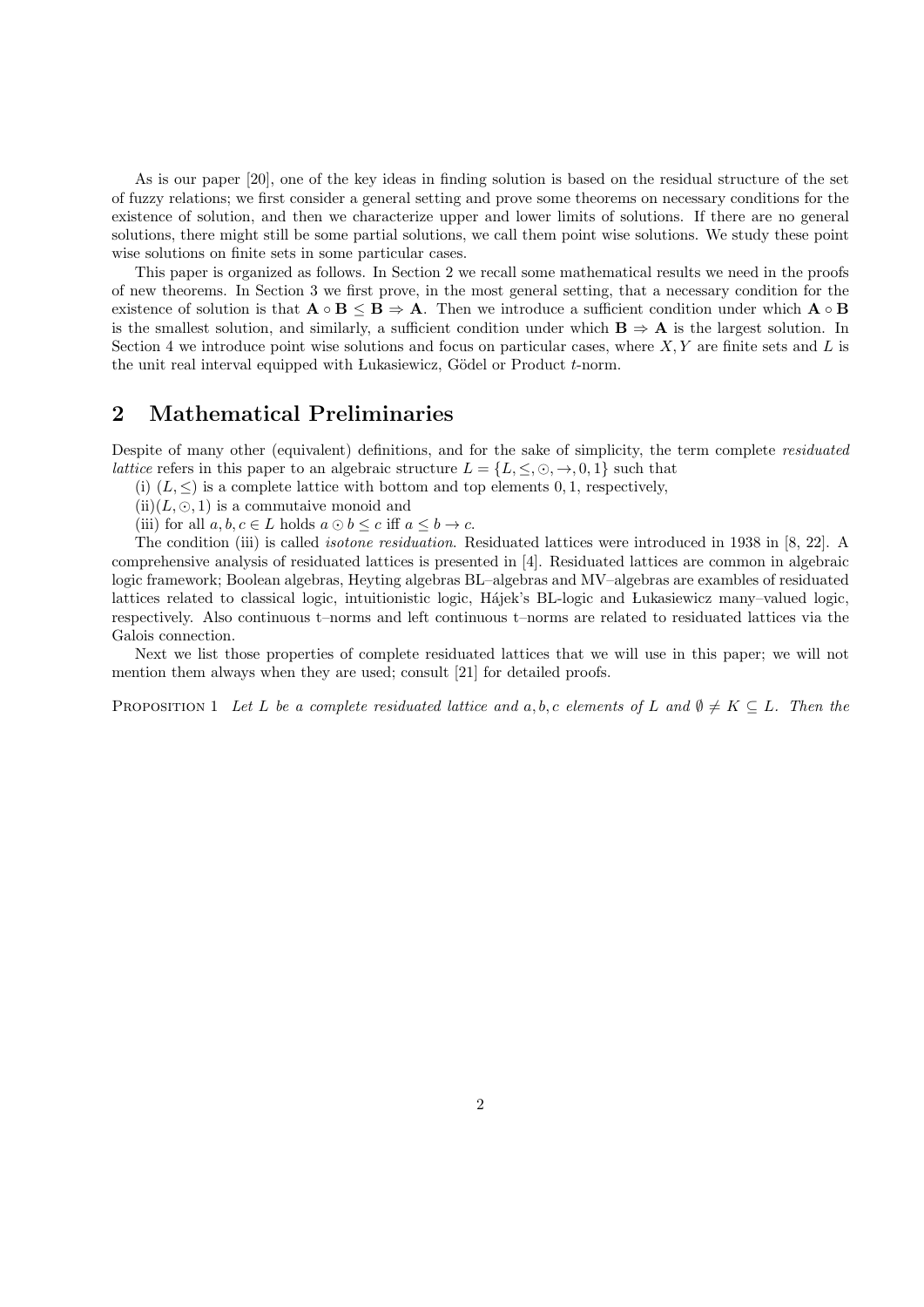As is our paper [20], one of the key ideas in finding solution is based on the residual structure of the set of fuzzy relations; we first consider a general setting and prove some theorems on necessary conditions for the existence of solution, and then we characterize upper and lower limits of solutions. If there are no general solutions, there might still be some partial solutions, we call them point wise solutions. We study these point wise solutions on finite sets in some particular cases.

This paper is organized as follows. In Section 2 we recall some mathematical results we need in the proofs of new theorems. In Section 3 we first prove, in the most general setting, that a necessary condition for the existence of solution is that $\mathbf{A} \circ \mathbf{B} \leq \mathbf{B} \Rightarrow \mathbf{A}$. Then we introduce a sufficient condition under which $\mathbf{A} \circ \mathbf{B}$ is the smallest solution, and similarly, a sufficient condition under which $\mathbf{B} \Rightarrow \mathbf{A}$ is the largest solution. In Section 4 we introduce point wise solutions and focus on particular cases, where $X, Y$ are finite sets and $L$ is the unit real interval equipped with Łukasiewicz, Gödel or Product $t$-norm.

## 2 Mathematical Preliminaries

Despite of many other (equivalent) definitions, and for the sake of simplicity, the term complete *residuated lattice* refers in this paper to an algebraic structure $L = \{L, \leq, \odot, \rightarrow, 0, 1\}$ such that

(i) $(L, \leq)$ is a complete lattice with bottom and top elements $0, 1$, respectively,

(ii)$(L, \odot, 1)$ is a commutaive monoid and

(iii) for all $a, b, c \in L$ holds $a \odot b \leq c$ iff $a \leq b \rightarrow c$.

The condition (iii) is called *isotone residuation*. Residuated lattices were introduced in 1938 in [8, 22]. A comprehensive analysis of residuated lattices is presented in [4]. Residuated lattices are common in algebraic logic framework; Boolean algebras, Heyting algebras BL–algebras and MV–algebras are examples of residuated lattices related to classical logic, intuitionistic logic, Hájek's BL-logic and Łukasiewicz many–valued logic, respectively. Also continuous t–norms and left continuous t–norms are related to residuated lattices via the Galois connection.

Next we list those properties of complete residuated lattices that we will use in this paper; we will not mention them always when they are used; consult [21] for detailed proofs.

Proposition 1 *Let $L$ be a complete residuated lattice and $a, b, c$ elements of $L$ and $\emptyset \neq K \subseteq L$. Then the*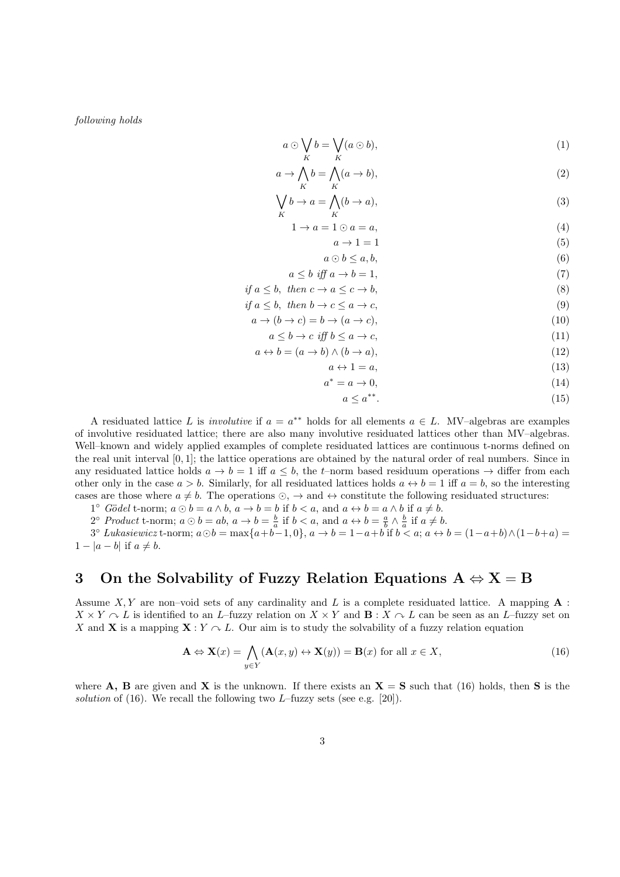*following holds*

$$a \odot \bigvee_K b = \bigvee_K (a \odot b), \tag{1}$$

$$a \to \bigwedge_K b = \bigwedge_K (a \to b), \tag{2}$$

$$\bigvee_K b \to a = \bigwedge_K (b \to a), \tag{3}$$

$$1 \to a = 1 \odot a = a, \tag{4}$$

$$a \to 1 = 1 \tag{5}$$

$$a \odot b \leq a, b, \tag{6}$$

$$a \leq b \textit{ iff } a \to b = 1, \tag{7}$$

$$\textit{if } a \leq b, \textit{ then } c \to a \leq c \to b, \tag{8}$$

$$\textit{if } a \leq b, \textit{ then } b \to c \leq a \to c, \tag{9}$$

$$a \to (b \to c) = b \to (a \to c), \tag{10}$$

$$a \leq b \to c \textit{ iff } b \leq a \to c, \tag{11}$$

$$a \leftrightarrow b = (a \to b) \wedge (b \to a), \tag{12}$$

$$a \leftrightarrow 1 = a, \tag{13}$$

$$a^* = a \to 0, \tag{14}$$

$$a \leq a^{**}. \tag{15}$$

A residuated lattice $L$ is *involutive* if $a = a^{**}$ holds for all elements $a \in L$. MV–algebras are examples of involutive residuated lattice; there are also many involutive residuated lattices other than MV–algebras. Well–known and widely applied examples of complete residuated lattices are continuous t-norms defined on the real unit interval $[0, 1]$; the lattice operations are obtained by the natural order of real numbers. Since in any residuated lattice holds $a \to b = 1$ iff $a \leq b$, the $t$–norm based residuum operations $\to$ differ from each other only in the case $a > b$. Similarly, for all residuated lattices holds $a \leftrightarrow b = 1$ iff $a = b$, so the interesting cases are those where $a \neq b$. The operations $\odot$, $\to$ and $\leftrightarrow$ constitute the following residuated structures:

1° *Gödel* t-norm; $a \odot b = a \wedge b$, $a \to b = b$ if $b < a$, and $a \leftrightarrow b = a \wedge b$ if $a \neq b$.

2° *Product* t-norm; $a \odot b = ab$, $a \to b = \frac{b}{a}$ if $b < a$, and $a \leftrightarrow b = \frac{a}{b} \wedge \frac{b}{a}$ if $a \neq b$.

3° *Lukasiewicz* t-norm; $a \odot b = \max\{a + b - 1, 0\}$, $a \to b = 1 - a + b$ if $b < a$; $a \leftrightarrow b = (1 - a + b) \wedge (1 - b + a) = 1 - |a - b|$ if $a \neq b$.

## 3 On the Solvability of Fuzzy Relation Equations $\mathbf{A} \Leftrightarrow \mathbf{X} = \mathbf{B}$

Assume $X, Y$ are non–void sets of any cardinality and $L$ is a complete residuated lattice. A mapping $\mathbf{A} : X \times Y \curvearrowright L$ is identified to an $L$–fuzzy relation on $X \times Y$ and $\mathbf{B} : X \curvearrowright L$ can be seen as an $L$–fuzzy set on $X$ and $\mathbf{X}$ is a mapping $\mathbf{X} : Y \curvearrowright L$. Our aim is to study the solvability of a fuzzy relation equation

$$\mathbf{A} \Leftrightarrow \mathbf{X}(x) = \bigwedge_{y \in Y} (\mathbf{A}(x, y) \leftrightarrow \mathbf{X}(y)) = \mathbf{B}(x) \text{ for all } x \in X, \tag{16}$$

where $\mathbf{A}$, $\mathbf{B}$ are given and $\mathbf{X}$ is the unknown. If there exists an $\mathbf{X} = \mathbf{S}$ such that (16) holds, then $\mathbf{S}$ is the *solution* of (16). We recall the following two $L$–fuzzy sets (see e.g. [20]).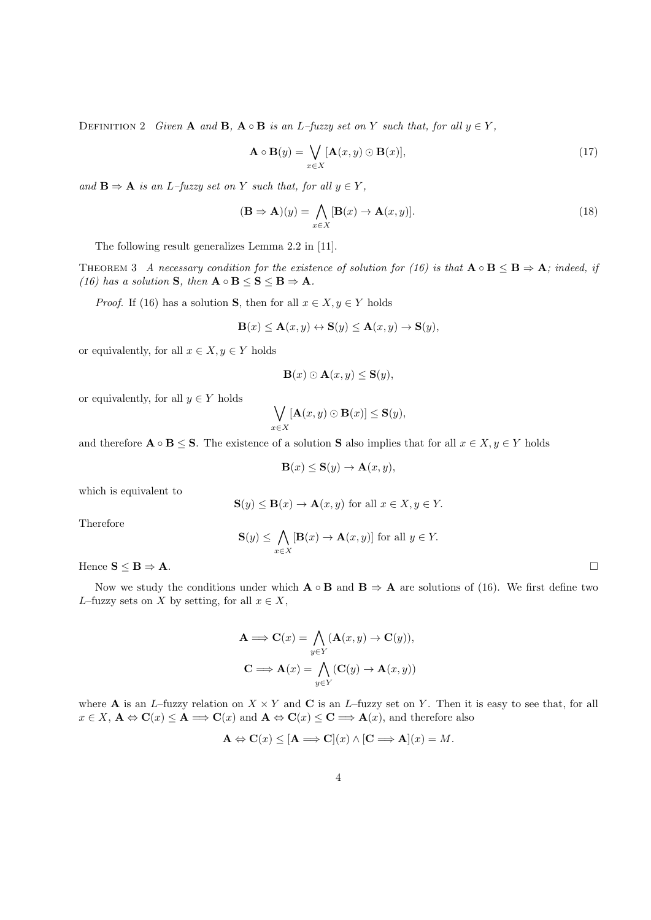DEFINITION 2 *Given* $\mathbf{A}$ *and* $\mathbf{B}$*,* $\mathbf{A} \circ \mathbf{B}$ *is an* $L$*–fuzzy set on* $Y$ *such that, for all* $y \in Y$*,*

$$\mathbf{A} \circ \mathbf{B}(y) = \bigvee_{x \in X} [\mathbf{A}(x, y) \odot \mathbf{B}(x)], \tag{17}$$

*and* $\mathbf{B} \Rightarrow \mathbf{A}$ *is an* $L$*–fuzzy set on* $Y$ *such that, for all* $y \in Y$*,*

$$(\mathbf{B} \Rightarrow \mathbf{A})(y) = \bigwedge_{x \in X} [\mathbf{B}(x) \to \mathbf{A}(x, y)]. \tag{18}$$

The following result generalizes Lemma 2.2 in [11].

THEOREM 3 *A necessary condition for the existence of solution for (16) is that* $\mathbf{A} \circ \mathbf{B} \leq \mathbf{B} \Rightarrow \mathbf{A}$*; indeed, if (16) has a solution* $\mathbf{S}$*, then* $\mathbf{A} \circ \mathbf{B} \leq \mathbf{S} \leq \mathbf{B} \Rightarrow \mathbf{A}$*.*

*Proof.* If (16) has a solution $\mathbf{S}$, then for all $x \in X, y \in Y$ holds

$$\mathbf{B}(x) \leq \mathbf{A}(x, y) \leftrightarrow \mathbf{S}(y) \leq \mathbf{A}(x, y) \to \mathbf{S}(y),$$

or equivalently, for all $x \in X, y \in Y$ holds

$$\mathbf{B}(x) \odot \mathbf{A}(x, y) \leq \mathbf{S}(y),$$

or equivalently, for all $y \in Y$ holds

$$\bigvee_{x \in X} [\mathbf{A}(x, y) \odot \mathbf{B}(x)] \leq \mathbf{S}(y),$$

and therefore $\mathbf{A} \circ \mathbf{B} \leq \mathbf{S}$. The existence of a solution $\mathbf{S}$ also implies that for all $x \in X, y \in Y$ holds

$$\mathbf{B}(x) \leq \mathbf{S}(y) \to \mathbf{A}(x, y),$$

which is equivalent to

$$\mathbf{S}(y) \leq \mathbf{B}(x) \to \mathbf{A}(x, y) \text{ for all } x \in X, y \in Y.$$

Therefore

$$\mathbf{S}(y) \leq \bigwedge_{x \in X} [\mathbf{B}(x) \to \mathbf{A}(x, y)] \text{ for all } y \in Y.$$

Hence $\mathbf{S} \leq \mathbf{B} \Rightarrow \mathbf{A}$. □

Now we study the conditions under which $\mathbf{A} \circ \mathbf{B}$ and $\mathbf{B} \Rightarrow \mathbf{A}$ are solutions of (16). We first define two $L$–fuzzy sets on $X$ by setting, for all $x \in X$,

$$\mathbf{A} \Longrightarrow \mathbf{C}(x) = \bigwedge_{y \in Y} (\mathbf{A}(x, y) \to \mathbf{C}(y)),$$

$$\mathbf{C} \Longrightarrow \mathbf{A}(x) = \bigwedge_{y \in Y} (\mathbf{C}(y) \to \mathbf{A}(x, y))$$

where $\mathbf{A}$ is an $L$–fuzzy relation on $X \times Y$ and $\mathbf{C}$ is an $L$–fuzzy set on $Y$. Then it is easy to see that, for all $x \in X$, $\mathbf{A} \Leftrightarrow \mathbf{C}(x) \leq \mathbf{A} \Longrightarrow \mathbf{C}(x)$ and $\mathbf{A} \Leftrightarrow \mathbf{C}(x) \leq \mathbf{C} \Longrightarrow \mathbf{A}(x)$, and therefore also

$$\mathbf{A} \Leftrightarrow \mathbf{C}(x) \leq [\mathbf{A} \Longrightarrow \mathbf{C}](x) \wedge [\mathbf{C} \Longrightarrow \mathbf{A}](x) = M.$$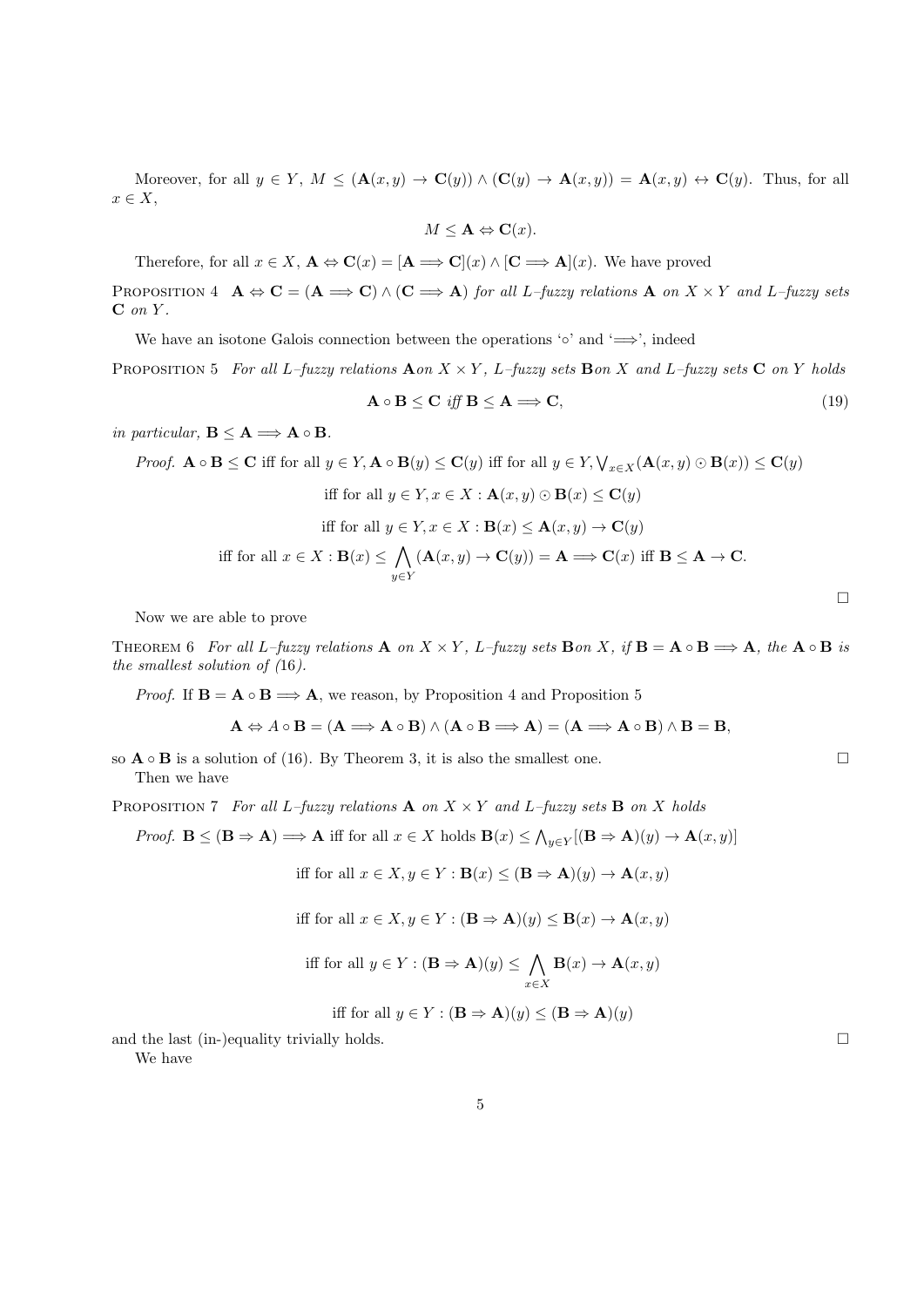Moreover, for all $y \in Y$, $M \leq (\mathbf{A}(x,y) \to \mathbf{C}(y)) \wedge (\mathbf{C}(y) \to \mathbf{A}(x,y)) = \mathbf{A}(x,y) \leftrightarrow \mathbf{C}(y)$. Thus, for all $x \in X$,

$$M \leq \mathbf{A} \Leftrightarrow \mathbf{C}(x).$$

Therefore, for all $x \in X$, $\mathbf{A} \Leftrightarrow \mathbf{C}(x) = [\mathbf{A} \Longrightarrow \mathbf{C}](x) \wedge [\mathbf{C} \Longrightarrow \mathbf{A}](x)$. We have proved

PROPOSITION 4 *$\mathbf{A} \Leftrightarrow \mathbf{C} = (\mathbf{A} \Longrightarrow \mathbf{C}) \wedge (\mathbf{C} \Longrightarrow \mathbf{A})$ for all L–fuzzy relations $\mathbf{A}$ on $X \times Y$ and L–fuzzy sets $\mathbf{C}$ on $Y$.*

We have an isotone Galois connection between the operations '$\circ$' and '$\Longrightarrow$', indeed

PROPOSITION 5 *For all L–fuzzy relations $\mathbf{A}$on $X \times Y$, L–fuzzy sets $\mathbf{B}$on $X$ and L–fuzzy sets $\mathbf{C}$ on $Y$ holds*

$$\mathbf{A} \circ \mathbf{B} \leq \mathbf{C} \text{ iff } \mathbf{B} \leq \mathbf{A} \Longrightarrow \mathbf{C}, \tag{19}$$

*in particular, $\mathbf{B} \leq \mathbf{A} \Longrightarrow \mathbf{A} \circ \mathbf{B}$.*

*Proof.* $\mathbf{A} \circ \mathbf{B} \leq \mathbf{C}$ iff for all $y \in Y, \mathbf{A} \circ \mathbf{B}(y) \leq \mathbf{C}(y)$ iff for all $y \in Y, \bigvee_{x \in X}(\mathbf{A}(x,y) \odot \mathbf{B}(x)) \leq \mathbf{C}(y)$

$$\text{iff for all } y \in Y, x \in X : \mathbf{A}(x,y) \odot \mathbf{B}(x) \leq \mathbf{C}(y)$$

$$\text{iff for all } y \in Y, x \in X : \mathbf{B}(x) \leq \mathbf{A}(x,y) \to \mathbf{C}(y)$$

$$\text{iff for all } x \in X : \mathbf{B}(x) \leq \bigwedge_{y \in Y} (\mathbf{A}(x,y) \to \mathbf{C}(y)) = \mathbf{A} \Longrightarrow \mathbf{C}(x) \text{ iff } \mathbf{B} \leq \mathbf{A} \to \mathbf{C}.$$

□

Now we are able to prove

THEOREM 6 *For all L–fuzzy relations $\mathbf{A}$ on $X \times Y$, L–fuzzy sets $\mathbf{B}$on $X$, if $\mathbf{B} = \mathbf{A} \circ \mathbf{B} \Longrightarrow \mathbf{A}$, the $\mathbf{A} \circ \mathbf{B}$ is the smallest solution of (16).*

*Proof.* If $\mathbf{B} = \mathbf{A} \circ \mathbf{B} \Longrightarrow \mathbf{A}$, we reason, by Proposition 4 and Proposition 5

$$\mathbf{A} \Leftrightarrow A \circ \mathbf{B} = (\mathbf{A} \Longrightarrow \mathbf{A} \circ \mathbf{B}) \wedge (\mathbf{A} \circ \mathbf{B} \Longrightarrow \mathbf{A}) = (\mathbf{A} \Longrightarrow \mathbf{A} \circ \mathbf{B}) \wedge \mathbf{B} = \mathbf{B},$$

so $\mathbf{A} \circ \mathbf{B}$ is a solution of (16). By Theorem 3, it is also the smallest one. □

Then we have

PROPOSITION 7 *For all L–fuzzy relations $\mathbf{A}$ on $X \times Y$ and L–fuzzy sets $\mathbf{B}$ on $X$ holds*

*Proof.* $\mathbf{B} \leq (\mathbf{B} \Rightarrow \mathbf{A}) \Longrightarrow \mathbf{A}$ iff for all $x \in X$ holds $\mathbf{B}(x) \leq \bigwedge_{y \in Y}[(\mathbf{B} \Rightarrow \mathbf{A})(y) \to \mathbf{A}(x,y)]$

$$\text{iff for all } x \in X, y \in Y : \mathbf{B}(x) \leq (\mathbf{B} \Rightarrow \mathbf{A})(y) \to \mathbf{A}(x,y)$$

$$\text{iff for all } x \in X, y \in Y : (\mathbf{B} \Rightarrow \mathbf{A})(y) \leq \mathbf{B}(x) \to \mathbf{A}(x,y)$$

$$\text{iff for all } y \in Y : (\mathbf{B} \Rightarrow \mathbf{A})(y) \leq \bigwedge_{x \in X} \mathbf{B}(x) \to \mathbf{A}(x,y)$$

$$\text{iff for all } y \in Y : (\mathbf{B} \Rightarrow \mathbf{A})(y) \leq (\mathbf{B} \Rightarrow \mathbf{A})(y)$$

and the last (in-)equality trivially holds. □

We have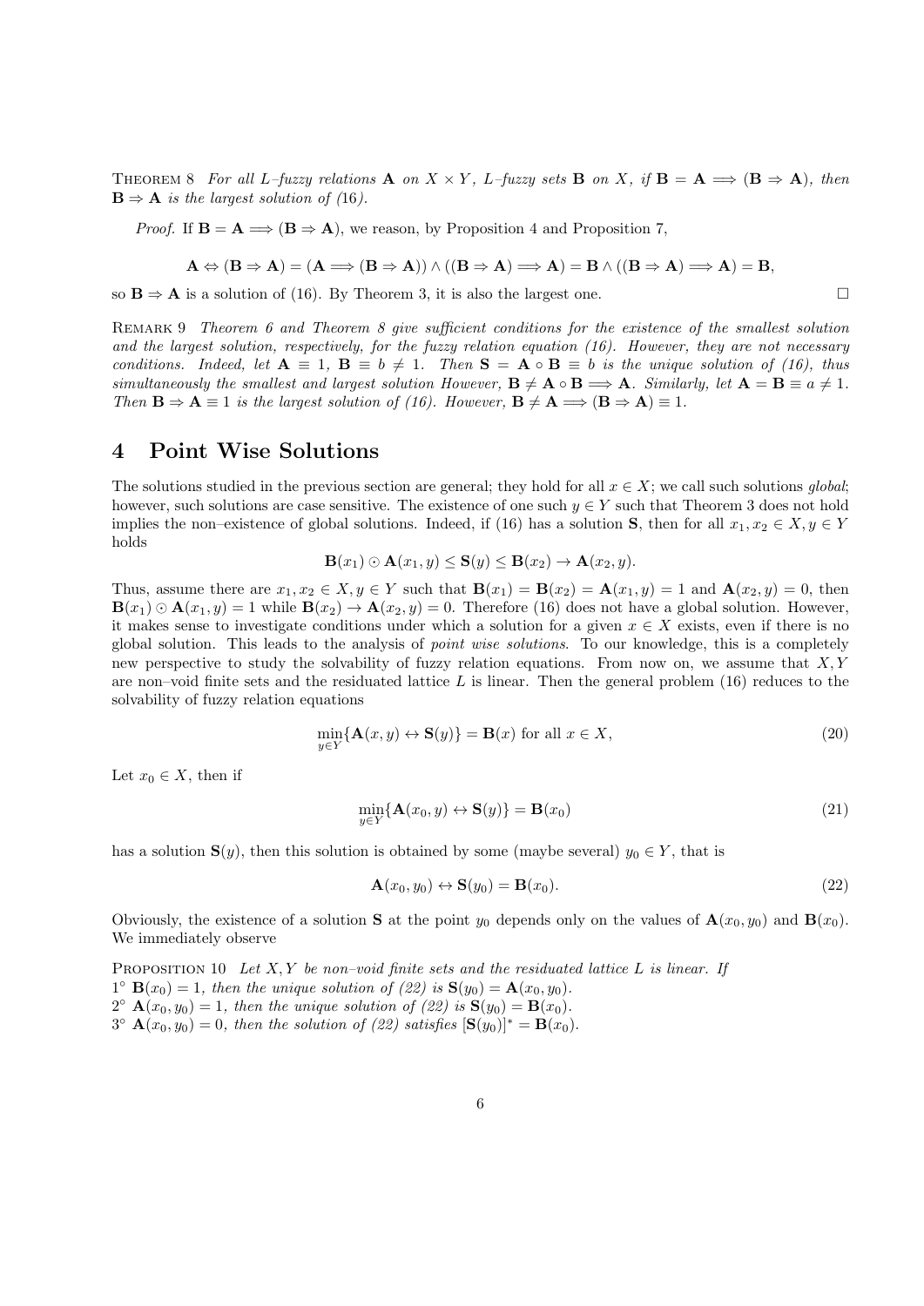THEOREM 8 *For all L–fuzzy relations* $\mathbf{A}$ *on* $X \times Y$*, L–fuzzy sets* $\mathbf{B}$ *on* $X$*, if* $\mathbf{B} = \mathbf{A} \Longrightarrow (\mathbf{B} \Rightarrow \mathbf{A})$*, then* $\mathbf{B} \Rightarrow \mathbf{A}$ *is the largest solution of (16).*

*Proof.* If $\mathbf{B} = \mathbf{A} \Longrightarrow (\mathbf{B} \Rightarrow \mathbf{A})$, we reason, by Proposition 4 and Proposition 7,

$$\mathbf{A} \Leftrightarrow (\mathbf{B} \Rightarrow \mathbf{A}) = (\mathbf{A} \Longrightarrow (\mathbf{B} \Rightarrow \mathbf{A})) \wedge ((\mathbf{B} \Rightarrow \mathbf{A}) \Longrightarrow \mathbf{A}) = \mathbf{B} \wedge ((\mathbf{B} \Rightarrow \mathbf{A}) \Longrightarrow \mathbf{A}) = \mathbf{B},$$

so $\mathbf{B} \Rightarrow \mathbf{A}$ is a solution of (16). By Theorem 3, it is also the largest one. □

REMARK 9 *Theorem 6 and Theorem 8 give sufficient conditions for the existence of the smallest solution and the largest solution, respectively, for the fuzzy relation equation (16). However, they are not necessary conditions. Indeed, let* $\mathbf{A} \equiv 1$*,* $\mathbf{B} \equiv b \neq 1$*. Then* $\mathbf{S} = \mathbf{A} \circ \mathbf{B} \equiv b$ *is the unique solution of (16), thus simultaneously the smallest and largest solution However,* $\mathbf{B} \neq \mathbf{A} \circ \mathbf{B} \Longrightarrow \mathbf{A}$*. Similarly, let* $\mathbf{A} = \mathbf{B} \equiv a \neq 1$*. Then* $\mathbf{B} \Rightarrow \mathbf{A} \equiv 1$ *is the largest solution of (16). However,* $\mathbf{B} \neq \mathbf{A} \Longrightarrow (\mathbf{B} \Rightarrow \mathbf{A}) \equiv 1$*.*

# 4 Point Wise Solutions

The solutions studied in the previous section are general; they hold for all $x \in X$; we call such solutions *global*; however, such solutions are case sensitive. The existence of one such $y \in Y$ such that Theorem 3 does not hold implies the non–existence of global solutions. Indeed, if (16) has a solution $\mathbf{S}$, then for all $x_1, x_2 \in X, y \in Y$ holds

$$\mathbf{B}(x_1) \odot \mathbf{A}(x_1, y) \leq \mathbf{S}(y) \leq \mathbf{B}(x_2) \rightarrow \mathbf{A}(x_2, y).$$

Thus, assume there are $x_1, x_2 \in X, y \in Y$ such that $\mathbf{B}(x_1) = \mathbf{B}(x_2) = \mathbf{A}(x_1, y) = 1$ and $\mathbf{A}(x_2, y) = 0$, then $\mathbf{B}(x_1) \odot \mathbf{A}(x_1, y) = 1$ while $\mathbf{B}(x_2) \rightarrow \mathbf{A}(x_2, y) = 0$. Therefore (16) does not have a global solution. However, it makes sense to investigate conditions under which a solution for a given $x \in X$ exists, even if there is no global solution. This leads to the analysis of *point wise solutions*. To our knowledge, this is a completely new perspective to study the solvability of fuzzy relation equations. From now on, we assume that $X, Y$ are non–void finite sets and the residuated lattice $L$ is linear. Then the general problem (16) reduces to the solvability of fuzzy relation equations

$$\min_{y \in Y}\{\mathbf{A}(x, y) \leftrightarrow \mathbf{S}(y)\} = \mathbf{B}(x) \text{ for all } x \in X, \tag{20}$$

Let $x_0 \in X$, then if

$$\min_{y \in Y}\{\mathbf{A}(x_0, y) \leftrightarrow \mathbf{S}(y)\} = \mathbf{B}(x_0) \tag{21}$$

has a solution $\mathbf{S}(y)$, then this solution is obtained by some (maybe several) $y_0 \in Y$, that is

$$\mathbf{A}(x_0, y_0) \leftrightarrow \mathbf{S}(y_0) = \mathbf{B}(x_0). \tag{22}$$

Obviously, the existence of a solution $\mathbf{S}$ at the point $y_0$ depends only on the values of $\mathbf{A}(x_0, y_0)$ and $\mathbf{B}(x_0)$. We immediately observe

PROPOSITION 10 *Let* $X, Y$ *be non–void finite sets and the residuated lattice* $L$ *is linear. If*
$1^\circ$ $\mathbf{B}(x_0) = 1$*, then the unique solution of (22) is* $\mathbf{S}(y_0) = \mathbf{A}(x_0, y_0)$*.*
$2^\circ$ $\mathbf{A}(x_0, y_0) = 1$*, then the unique solution of (22) is* $\mathbf{S}(y_0) = \mathbf{B}(x_0)$*.*
$3^\circ$ $\mathbf{A}(x_0, y_0) = 0$*, then the solution of (22) satisfies* $[\mathbf{S}(y_0)]^* = \mathbf{B}(x_0)$*.*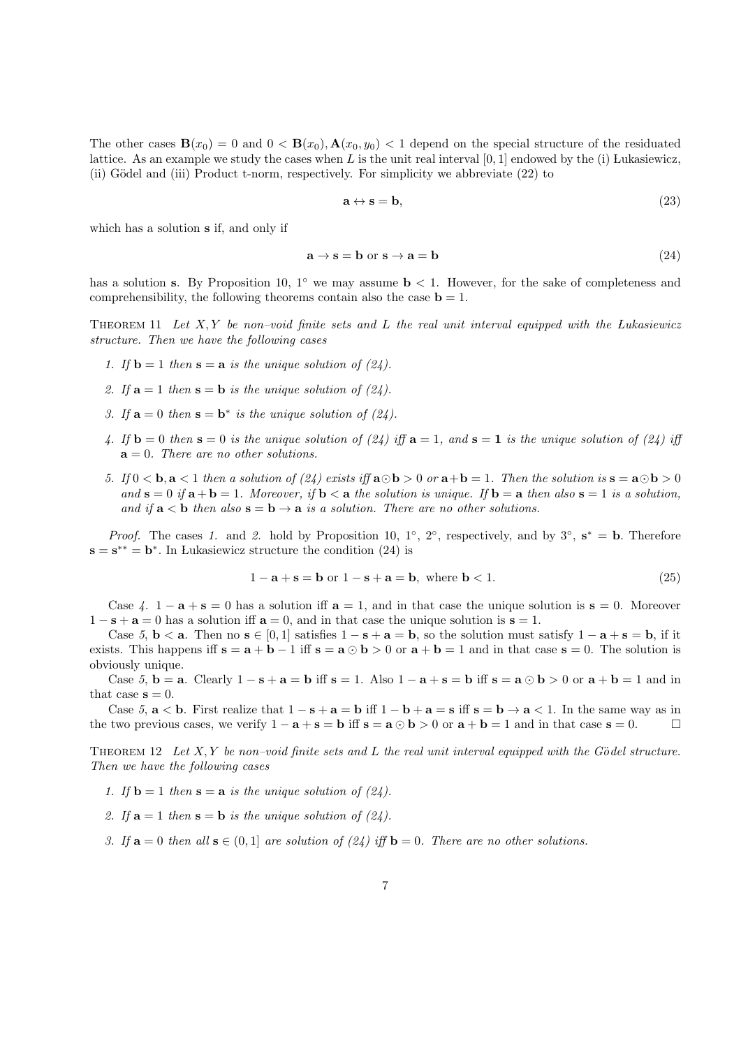The other cases $\mathbf{B}(x_0) = 0$ and $0 < \mathbf{B}(x_0), \mathbf{A}(x_0, y_0) < 1$ depend on the special structure of the residuated lattice. As an example we study the cases when $L$ is the unit real interval $[0,1]$ endowed by the (i) Łukasiewicz, (ii) Gödel and (iii) Product t-norm, respectively. For simplicity we abbreviate (22) to

$$\mathbf{a} \leftrightarrow \mathbf{s} = \mathbf{b}, \tag{23}$$

which has a solution $\mathbf{s}$ if, and only if

$$\mathbf{a} \to \mathbf{s} = \mathbf{b} \text{ or } \mathbf{s} \to \mathbf{a} = \mathbf{b} \tag{24}$$

has a solution $\mathbf{s}$. By Proposition 10, 1° we may assume $\mathbf{b} < 1$. However, for the sake of completeness and comprehensibility, the following theorems contain also the case $\mathbf{b} = 1$.

**Theorem 11** *Let $X, Y$ be non–void finite sets and $L$ the real unit interval equipped with the Łukasiewicz structure. Then we have the following cases*

1. *If $\mathbf{b} = 1$ then $\mathbf{s} = \mathbf{a}$ is the unique solution of (24).*
2. *If $\mathbf{a} = 1$ then $\mathbf{s} = \mathbf{b}$ is the unique solution of (24).*
3. *If $\mathbf{a} = 0$ then $\mathbf{s} = \mathbf{b}^*$ is the unique solution of (24).*
4. *If $\mathbf{b} = 0$ then $\mathbf{s} = 0$ is the unique solution of (24) iff $\mathbf{a} = 1$, and $\mathbf{s} = \mathbf{1}$ is the unique solution of (24) iff $\mathbf{a} = 0$. There are no other solutions.*
5. *If $0 < \mathbf{b}, \mathbf{a} < 1$ then a solution of (24) exists iff $\mathbf{a} \odot \mathbf{b} > 0$ or $\mathbf{a} + \mathbf{b} = 1$. Then the solution is $\mathbf{s} = \mathbf{a} \odot \mathbf{b} > 0$ and $\mathbf{s} = 0$ if $\mathbf{a} + \mathbf{b} = 1$. Moreover, if $\mathbf{b} < \mathbf{a}$ the solution is unique. If $\mathbf{b} = \mathbf{a}$ then also $\mathbf{s} = 1$ is a solution, and if $\mathbf{a} < \mathbf{b}$ then also $\mathbf{s} = \mathbf{b} \to \mathbf{a}$ is a solution. There are no other solutions.*

*Proof.* The cases *1.* and *2.* hold by Proposition 10, 1°, 2°, respectively, and by 3°, $\mathbf{s}^* = \mathbf{b}$. Therefore $\mathbf{s} = \mathbf{s}^{**} = \mathbf{b}^*$. In Łukasiewicz structure the condition (24) is

$$1 - \mathbf{a} + \mathbf{s} = \mathbf{b} \text{ or } 1 - \mathbf{s} + \mathbf{a} = \mathbf{b}, \text{ where } \mathbf{b} < 1. \tag{25}$$

Case *4.* $1 - \mathbf{a} + \mathbf{s} = 0$ has a solution iff $\mathbf{a} = 1$, and in that case the unique solution is $\mathbf{s} = 0$. Moreover $1 - \mathbf{s} + \mathbf{a} = 0$ has a solution iff $\mathbf{a} = 0$, and in that case the unique solution is $\mathbf{s} = 1$.

Case *5*, $\mathbf{b} < \mathbf{a}$. Then no $\mathbf{s} \in [0,1]$ satisfies $1 - \mathbf{s} + \mathbf{a} = \mathbf{b}$, so the solution must satisfy $1 - \mathbf{a} + \mathbf{s} = \mathbf{b}$, if it exists. This happens iff $\mathbf{s} = \mathbf{a} + \mathbf{b} - 1$ iff $\mathbf{s} = \mathbf{a} \odot \mathbf{b} > 0$ or $\mathbf{a} + \mathbf{b} = 1$ and in that case $\mathbf{s} = 0$. The solution is obviously unique.

Case *5*, $\mathbf{b} = \mathbf{a}$. Clearly $1 - \mathbf{s} + \mathbf{a} = \mathbf{b}$ iff $\mathbf{s} = 1$. Also $1 - \mathbf{a} + \mathbf{s} = \mathbf{b}$ iff $\mathbf{s} = \mathbf{a} \odot \mathbf{b} > 0$ or $\mathbf{a} + \mathbf{b} = 1$ and in that case $\mathbf{s} = 0$.

Case *5*, $\mathbf{a} < \mathbf{b}$. First realize that $1 - \mathbf{s} + \mathbf{a} = \mathbf{b}$ iff $1 - \mathbf{b} + \mathbf{a} = \mathbf{s}$ iff $\mathbf{s} = \mathbf{b} \to \mathbf{a} < 1$. In the same way as in the two previous cases, we verify $1 - \mathbf{a} + \mathbf{s} = \mathbf{b}$ iff $\mathbf{s} = \mathbf{a} \odot \mathbf{b} > 0$ or $\mathbf{a} + \mathbf{b} = 1$ and in that case $\mathbf{s} = 0$. □

**Theorem 12** *Let $X, Y$ be non–void finite sets and $L$ the real unit interval equipped with the Gödel structure. Then we have the following cases*

1. *If $\mathbf{b} = 1$ then $\mathbf{s} = \mathbf{a}$ is the unique solution of (24).*
2. *If $\mathbf{a} = 1$ then $\mathbf{s} = \mathbf{b}$ is the unique solution of (24).*
3. *If $\mathbf{a} = 0$ then all $\mathbf{s} \in (0,1]$ are solution of (24) iff $\mathbf{b} = 0$. There are no other solutions.*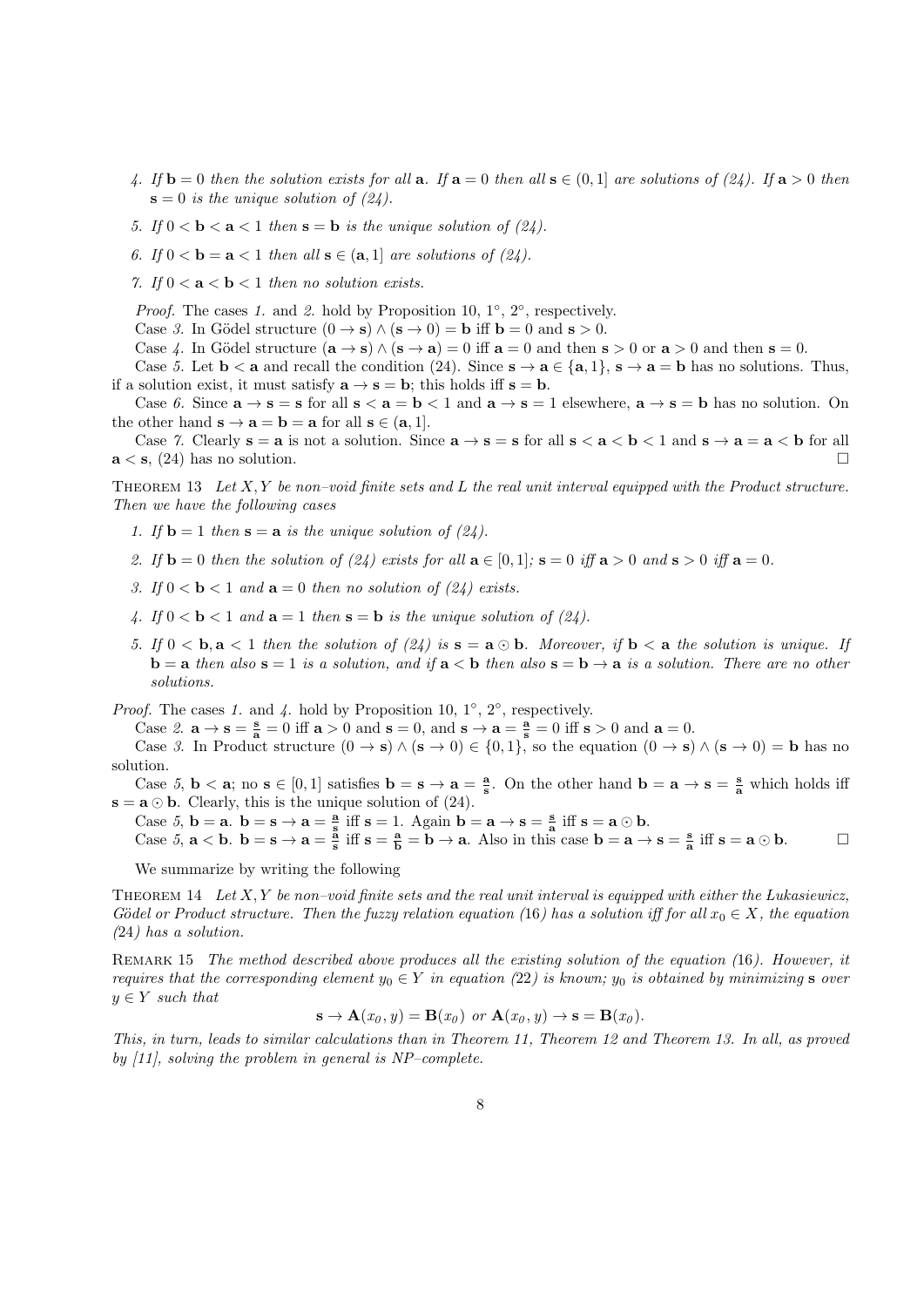4. *If* $\mathbf{b} = 0$ *then the solution exists for all* $\mathbf{a}$*. If* $\mathbf{a} = 0$ *then all* $\mathbf{s} \in (0, 1]$ *are solutions of (24). If* $\mathbf{a} > 0$ *then* $\mathbf{s} = 0$ *is the unique solution of (24).*

5. *If* $0 < \mathbf{b} < \mathbf{a} < 1$ *then* $\mathbf{s} = \mathbf{b}$ *is the unique solution of (24).*

6. *If* $0 < \mathbf{b} = \mathbf{a} < 1$ *then all* $\mathbf{s} \in (\mathbf{a}, 1]$ *are solutions of (24).*

7. *If* $0 < \mathbf{a} < \mathbf{b} < 1$ *then no solution exists.*

*Proof.* The cases *1.* and *2.* hold by Proposition 10, 1°, 2°, respectively.

Case *3.* In Gödel structure $(0 \to \mathbf{s}) \wedge (\mathbf{s} \to 0) = \mathbf{b}$ iff $\mathbf{b} = 0$ and $\mathbf{s} > 0$.

Case *4.* In Gödel structure $(\mathbf{a} \to \mathbf{s}) \wedge (\mathbf{s} \to \mathbf{a}) = 0$ iff $\mathbf{a} = 0$ and then $\mathbf{s} > 0$ or $\mathbf{a} > 0$ and then $\mathbf{s} = 0$.

Case *5.* Let $\mathbf{b} < \mathbf{a}$ and recall the condition (24). Since $\mathbf{s} \to \mathbf{a} \in \{\mathbf{a}, 1\}$, $\mathbf{s} \to \mathbf{a} = \mathbf{b}$ has no solutions. Thus, if a solution exist, it must satisfy $\mathbf{a} \to \mathbf{s} = \mathbf{b}$; this holds iff $\mathbf{s} = \mathbf{b}$.

Case *6.* Since $\mathbf{a} \to \mathbf{s} = \mathbf{s}$ for all $\mathbf{s} < \mathbf{a} = \mathbf{b} < 1$ and $\mathbf{a} \to \mathbf{s} = 1$ elsewhere, $\mathbf{a} \to \mathbf{s} = \mathbf{b}$ has no solution. On the other hand $\mathbf{s} \to \mathbf{a} = \mathbf{b} = \mathbf{a}$ for all $\mathbf{s} \in (\mathbf{a}, 1]$.

Case *7.* Clearly $\mathbf{s} = \mathbf{a}$ is not a solution. Since $\mathbf{a} \to \mathbf{s} = \mathbf{s}$ for all $\mathbf{s} < \mathbf{a} < \mathbf{b} < 1$ and $\mathbf{s} \to \mathbf{a} = \mathbf{a} < \mathbf{b}$ for all $\mathbf{a} < \mathbf{s}$, (24) has no solution. □

THEOREM 13 *Let* $X, Y$ *be non–void finite sets and* $L$ *the real unit interval equipped with the Product structure. Then we have the following cases*

1. *If* $\mathbf{b} = 1$ *then* $\mathbf{s} = \mathbf{a}$ *is the unique solution of (24).*

2. *If* $\mathbf{b} = 0$ *then the solution of (24) exists for all* $\mathbf{a} \in [0, 1]$*;* $\mathbf{s} = 0$ *iff* $\mathbf{a} > 0$ *and* $\mathbf{s} > 0$ *iff* $\mathbf{a} = 0$*.*

3. *If* $0 < \mathbf{b} < 1$ *and* $\mathbf{a} = 0$ *then no solution of (24) exists.*

4. *If* $0 < \mathbf{b} < 1$ *and* $\mathbf{a} = 1$ *then* $\mathbf{s} = \mathbf{b}$ *is the unique solution of (24).*

5. *If* $0 < \mathbf{b}, \mathbf{a} < 1$ *then the solution of (24) is* $\mathbf{s} = \mathbf{a} \odot \mathbf{b}$*. Moreover, if* $\mathbf{b} < \mathbf{a}$ *the solution is unique. If* $\mathbf{b} = \mathbf{a}$ *then also* $\mathbf{s} = 1$ *is a solution, and if* $\mathbf{a} < \mathbf{b}$ *then also* $\mathbf{s} = \mathbf{b} \to \mathbf{a}$ *is a solution. There are no other solutions.*

*Proof.* The cases *1.* and *4.* hold by Proposition 10, 1°, 2°, respectively.

Case *2.* $\mathbf{a} \to \mathbf{s} = \frac{\mathbf{s}}{\mathbf{a}} = 0$ iff $\mathbf{a} > 0$ and $\mathbf{s} = 0$, and $\mathbf{s} \to \mathbf{a} = \frac{\mathbf{a}}{\mathbf{s}} = 0$ iff $\mathbf{s} > 0$ and $\mathbf{a} = 0$.

Case *3.* In Product structure $(0 \to \mathbf{s}) \wedge (\mathbf{s} \to 0) \in \{0, 1\}$, so the equation $(0 \to \mathbf{s}) \wedge (\mathbf{s} \to 0) = \mathbf{b}$ has no solution.

Case *5*, $\mathbf{b} < \mathbf{a}$; no $\mathbf{s} \in [0, 1]$ satisfies $\mathbf{b} = \mathbf{s} \to \mathbf{a} = \frac{\mathbf{a}}{\mathbf{s}}$. On the other hand $\mathbf{b} = \mathbf{a} \to \mathbf{s} = \frac{\mathbf{s}}{\mathbf{a}}$ which holds iff $\mathbf{s} = \mathbf{a} \odot \mathbf{b}$. Clearly, this is the unique solution of (24).

Case *5*, $\mathbf{b} = \mathbf{a}$. $\mathbf{b} = \mathbf{s} \to \mathbf{a} = \frac{\mathbf{a}}{\mathbf{s}}$ iff $\mathbf{s} = 1$. Again $\mathbf{b} = \mathbf{a} \to \mathbf{s} = \frac{\mathbf{s}}{\mathbf{a}}$ iff $\mathbf{s} = \mathbf{a} \odot \mathbf{b}$.

Case *5*, $\mathbf{a} < \mathbf{b}$. $\mathbf{b} = \mathbf{s} \to \mathbf{a} = \frac{\mathbf{a}}{\mathbf{s}}$ iff $\mathbf{s} = \frac{\mathbf{a}}{\mathbf{b}} = \mathbf{b} \to \mathbf{a}$. Also in this case $\mathbf{b} = \mathbf{a} \to \mathbf{s} = \frac{\mathbf{s}}{\mathbf{a}}$ iff $\mathbf{s} = \mathbf{a} \odot \mathbf{b}$. □

We summarize by writing the following

THEOREM 14 *Let* $X, Y$ *be non–void finite sets and the real unit interval is equipped with either the Lukasiewicz, Gödel or Product structure. Then the fuzzy relation equation (16) has a solution iff for all* $x_0 \in X$*, the equation (24) has a solution.*

REMARK 15 *The method described above produces all the existing solution of the equation (16). However, it requires that the corresponding element* $y_0 \in Y$ *in equation (22) is known;* $y_0$ *is obtained by minimizing* $\mathbf{s}$ *over* $y \in Y$ *such that*

$$\mathbf{s} \to \mathbf{A}(x_0, y) = \mathbf{B}(x_0) \text{ or } \mathbf{A}(x_0, y) \to \mathbf{s} = \mathbf{B}(x_0).$$

*This, in turn, leads to similar calculations than in Theorem 11, Theorem 12 and Theorem 13. In all, as proved by [11], solving the problem in general is NP–complete.*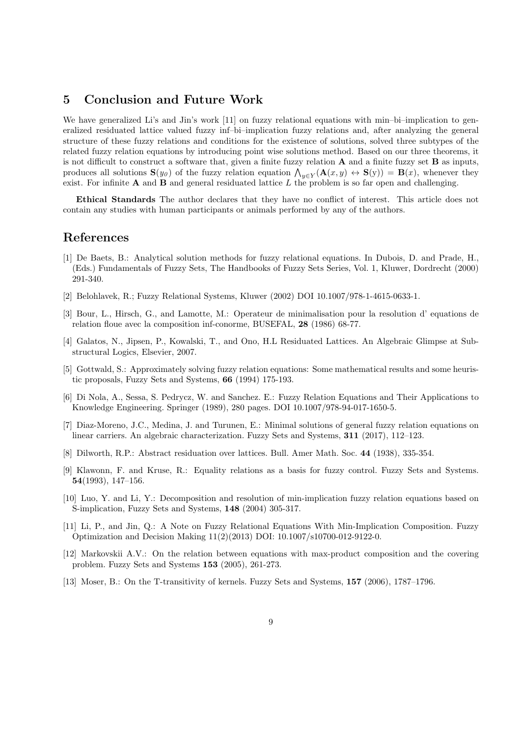## 5 Conclusion and Future Work

We have generalized Li's and Jin's work [11] on fuzzy relational equations with min–bi–implication to generalized residuated lattice valued fuzzy inf–bi–implication fuzzy relations and, after analyzing the general structure of these fuzzy relations and conditions for the existence of solutions, solved three subtypes of the related fuzzy relation equations by introducing point wise solutions method. Based on our three theorems, it is not difficult to construct a software that, given a finite fuzzy relation $\mathbf{A}$ and a finite fuzzy set $\mathbf{B}$ as inputs, produces all solutions $\mathbf{S}(y_0)$ of the fuzzy relation equation $\bigwedge_{y \in Y}(\mathbf{A}(x,y) \leftrightarrow \mathbf{S}(y)) = \mathbf{B}(x)$, whenever they exist. For infinite $\mathbf{A}$ and $\mathbf{B}$ and general residuated lattice $L$ the problem is so far open and challenging.

**Ethical Standards** The author declares that they have no conflict of interest. This article does not contain any studies with human participants or animals performed by any of the authors.

## References

[1] De Baets, B.: Analytical solution methods for fuzzy relational equations. In Dubois, D. and Prade, H., (Eds.) Fundamentals of Fuzzy Sets, The Handbooks of Fuzzy Sets Series, Vol. 1, Kluwer, Dordrecht (2000) 291-340.

[2] Belohlavek, R.; Fuzzy Relational Systems, Kluwer (2002) DOI 10.1007/978-1-4615-0633-1.

[3] Bour, L., Hirsch, G., and Lamotte, M.: Operateur de minimalisation pour la resolution d' equations de relation floue avec la composition inf-conorme, BUSEFAL, **28** (1986) 68-77.

[4] Galatos, N., Jipsen, P., Kowalski, T., and Ono, H.L Residuated Lattices. An Algebraic Glimpse at Substructural Logics, Elsevier, 2007.

[5] Gottwald, S.: Approximately solving fuzzy relation equations: Some mathematical results and some heuristic proposals, Fuzzy Sets and Systems, **66** (1994) 175-193.

[6] Di Nola, A., Sessa, S. Pedrycz, W. and Sanchez. E.: Fuzzy Relation Equations and Their Applications to Knowledge Engineering. Springer (1989), 280 pages. DOI 10.1007/978-94-017-1650-5.

[7] Diaz-Moreno, J.C., Medina, J. and Turunen, E.: Minimal solutions of general fuzzy relation equations on linear carriers. An algebraic characterization. Fuzzy Sets and Systems, **311** (2017), 112–123.

[8] Dilworth, R.P.: Abstract residuation over lattices. Bull. Amer Math. Soc. **44** (1938), 335-354.

[9] Klawonn, F. and Kruse, R.: Equality relations as a basis for fuzzy control. Fuzzy Sets and Systems. **54**(1993), 147–156.

[10] Luo, Y. and Li, Y.: Decomposition and resolution of min-implication fuzzy relation equations based on S-implication, Fuzzy Sets and Systems, **148** (2004) 305-317.

[11] Li, P., and Jin, Q.: A Note on Fuzzy Relational Equations With Min-Implication Composition. Fuzzy Optimization and Decision Making 11(2)(2013) DOI: 10.1007/s10700-012-9122-0.

[12] Markovskii A.V.: On the relation between equations with max-product composition and the covering problem. Fuzzy Sets and Systems **153** (2005), 261-273.

[13] Moser, B.: On the T-transitivity of kernels. Fuzzy Sets and Systems, **157** (2006), 1787–1796.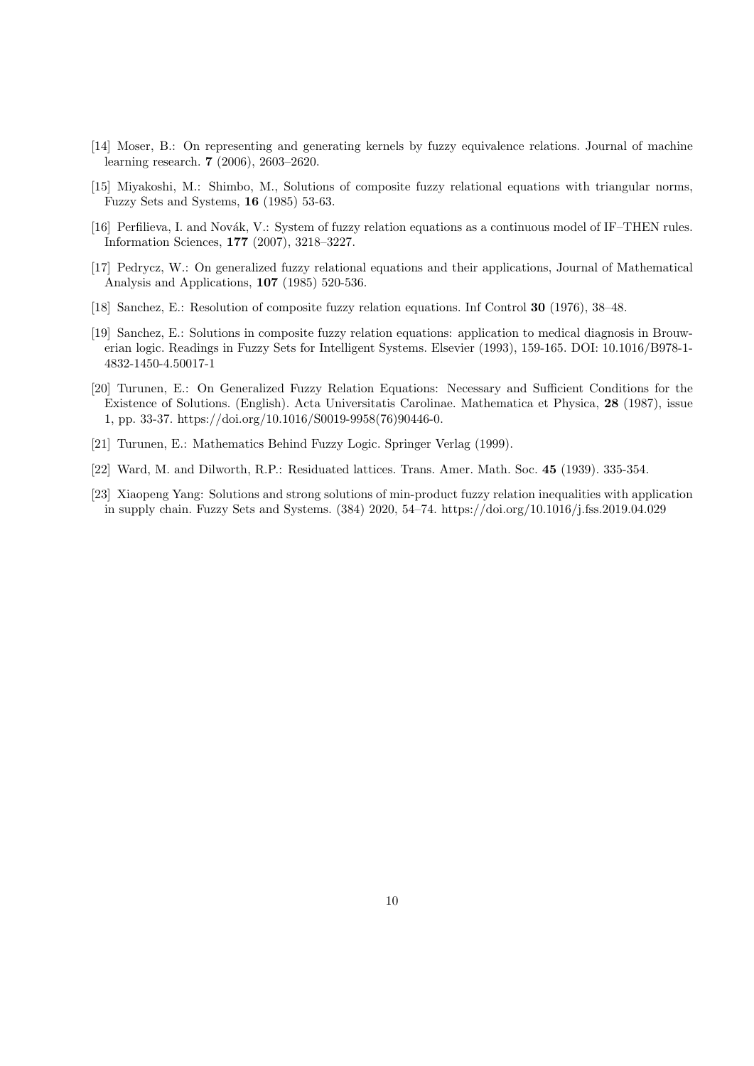[14] Moser, B.: On representing and generating kernels by fuzzy equivalence relations. Journal of machine learning research. **7** (2006), 2603–2620.

[15] Miyakoshi, M.: Shimbo, M., Solutions of composite fuzzy relational equations with triangular norms, Fuzzy Sets and Systems, **16** (1985) 53-63.

[16] Perfilieva, I. and Novák, V.: System of fuzzy relation equations as a continuous model of IF–THEN rules. Information Sciences, **177** (2007), 3218–3227.

[17] Pedrycz, W.: On generalized fuzzy relational equations and their applications, Journal of Mathematical Analysis and Applications, **107** (1985) 520-536.

[18] Sanchez, E.: Resolution of composite fuzzy relation equations. Inf Control **30** (1976), 38–48.

[19] Sanchez, E.: Solutions in composite fuzzy relation equations: application to medical diagnosis in Brouwerian logic. Readings in Fuzzy Sets for Intelligent Systems. Elsevier (1993), 159-165. DOI: 10.1016/B978-1-4832-1450-4.50017-1

[20] Turunen, E.: On Generalized Fuzzy Relation Equations: Necessary and Sufficient Conditions for the Existence of Solutions. (English). Acta Universitatis Carolinae. Mathematica et Physica, **28** (1987), issue 1, pp. 33-37. https://doi.org/10.1016/S0019-9958(76)90446-0.

[21] Turunen, E.: Mathematics Behind Fuzzy Logic. Springer Verlag (1999).

[22] Ward, M. and Dilworth, R.P.: Residuated lattices. Trans. Amer. Math. Soc. **45** (1939). 335-354.

[23] Xiaopeng Yang: Solutions and strong solutions of min-product fuzzy relation inequalities with application in supply chain. Fuzzy Sets and Systems. (384) 2020, 54–74. https://doi.org/10.1016/j.fss.2019.04.029